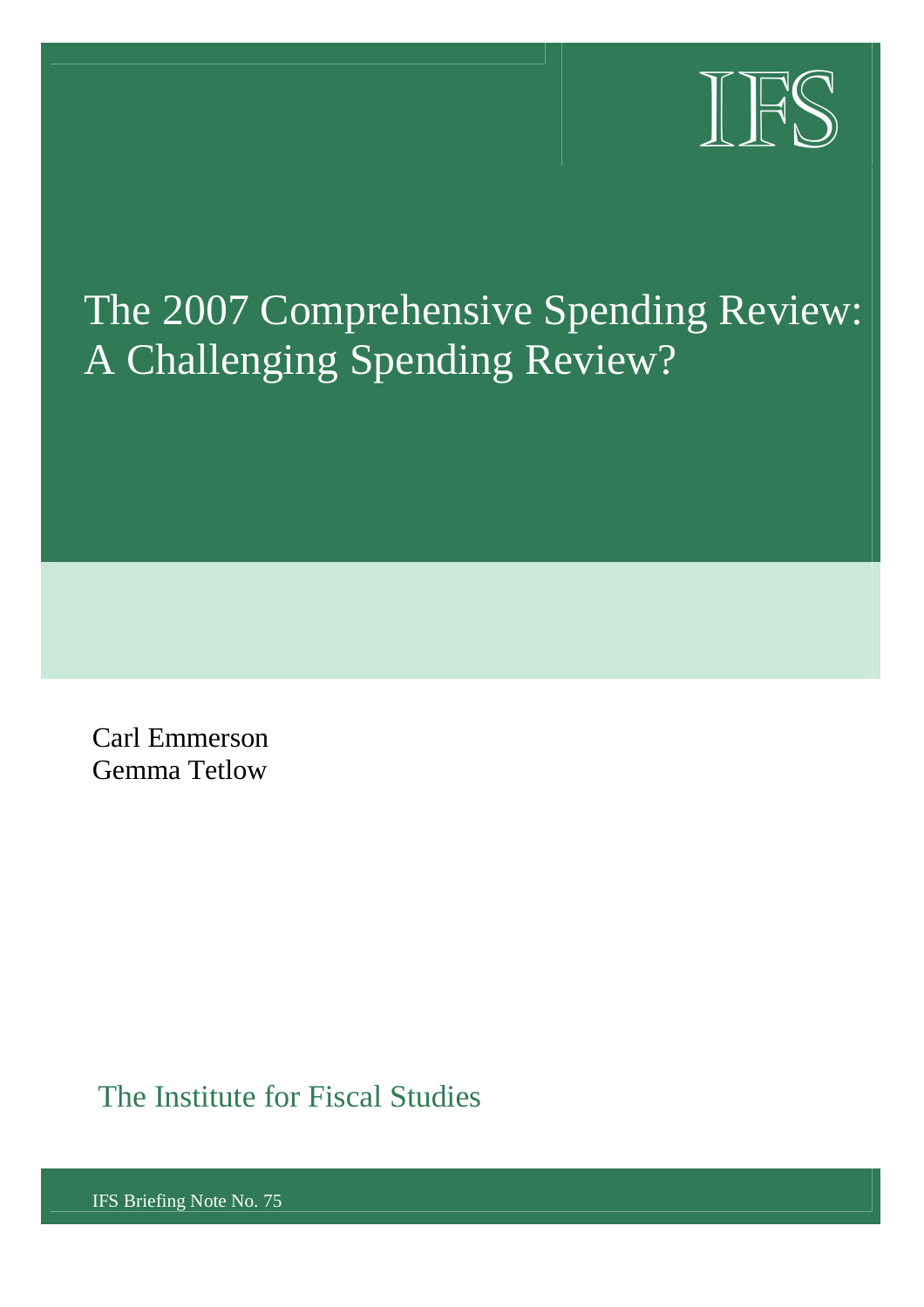IFS

# The 2007 Comprehensive Spending Review: A Challenging Spending Review?

Carl Emmerson
Gemma Tetlow

The Institute for Fiscal Studies

IFS Briefing Note No. 75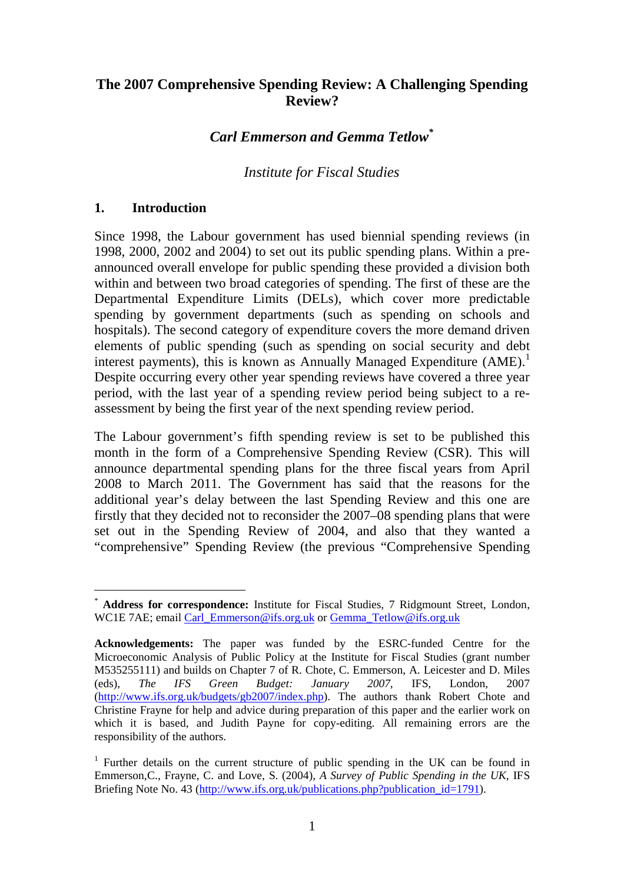## The 2007 Comprehensive Spending Review: A Challenging Spending Review?

### *Carl Emmerson and Gemma Tetlow*[*]

*Institute for Fiscal Studies*

## 1. Introduction

Since 1998, the Labour government has used biennial spending reviews (in 1998, 2000, 2002 and 2004) to set out its public spending plans. Within a pre-announced overall envelope for public spending these provided a division both within and between two broad categories of spending. The first of these are the Departmental Expenditure Limits (DELs), which cover more predictable spending by government departments (such as spending on schools and hospitals). The second category of expenditure covers the more demand driven elements of public spending (such as spending on social security and debt interest payments), this is known as Annually Managed Expenditure (AME).[1] Despite occurring every other year spending reviews have covered a three year period, with the last year of a spending review period being subject to a re-assessment by being the first year of the next spending review period.

The Labour government's fifth spending review is set to be published this month in the form of a Comprehensive Spending Review (CSR). This will announce departmental spending plans for the three fiscal years from April 2008 to March 2011. The Government has said that the reasons for the additional year's delay between the last Spending Review and this one are firstly that they decided not to reconsider the 2007–08 spending plans that were set out in the Spending Review of 2004, and also that they wanted a "comprehensive" Spending Review (the previous "Comprehensive Spending

---

[*] **Address for correspondence:** Institute for Fiscal Studies, 7 Ridgmount Street, London, WC1E 7AE; email Carl_Emmerson@ifs.org.uk or Gemma_Tetlow@ifs.org.uk

**Acknowledgements:** The paper was funded by the ESRC-funded Centre for the Microeconomic Analysis of Public Policy at the Institute for Fiscal Studies (grant number M535255111) and builds on Chapter 7 of R. Chote, C. Emmerson, A. Leicester and D. Miles (eds), *The IFS Green Budget: January 2007*, IFS, London, 2007 (http://www.ifs.org.uk/budgets/gb2007/index.php). The authors thank Robert Chote and Christine Frayne for help and advice during preparation of this paper and the earlier work on which it is based, and Judith Payne for copy-editing. All remaining errors are the responsibility of the authors.

[1] Further details on the current structure of public spending in the UK can be found in Emmerson,C., Frayne, C. and Love, S. (2004), *A Survey of Public Spending in the UK*, IFS Briefing Note No. 43 (http://www.ifs.org.uk/publications.php?publication_id=1791).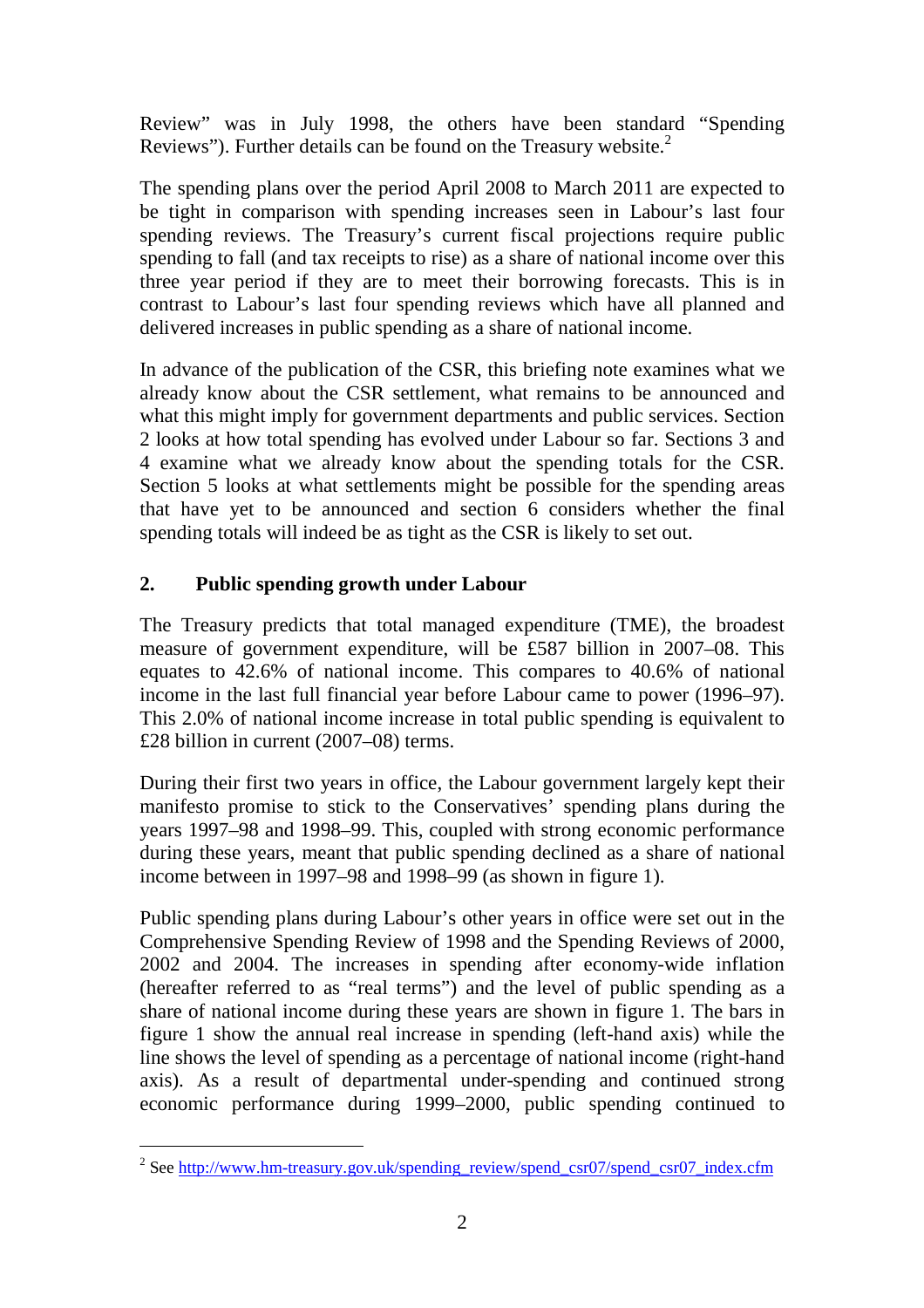Review" was in July 1998, the others have been standard "Spending Reviews"). Further details can be found on the Treasury website.[2]

The spending plans over the period April 2008 to March 2011 are expected to be tight in comparison with spending increases seen in Labour's last four spending reviews. The Treasury's current fiscal projections require public spending to fall (and tax receipts to rise) as a share of national income over this three year period if they are to meet their borrowing forecasts. This is in contrast to Labour's last four spending reviews which have all planned and delivered increases in public spending as a share of national income.

In advance of the publication of the CSR, this briefing note examines what we already know about the CSR settlement, what remains to be announced and what this might imply for government departments and public services. Section 2 looks at how total spending has evolved under Labour so far. Sections 3 and 4 examine what we already know about the spending totals for the CSR. Section 5 looks at what settlements might be possible for the spending areas that have yet to be announced and section 6 considers whether the final spending totals will indeed be as tight as the CSR is likely to set out.

## 2. Public spending growth under Labour

The Treasury predicts that total managed expenditure (TME), the broadest measure of government expenditure, will be £587 billion in 2007–08. This equates to 42.6% of national income. This compares to 40.6% of national income in the last full financial year before Labour came to power (1996–97). This 2.0% of national income increase in total public spending is equivalent to £28 billion in current (2007–08) terms.

During their first two years in office, the Labour government largely kept their manifesto promise to stick to the Conservatives' spending plans during the years 1997–98 and 1998–99. This, coupled with strong economic performance during these years, meant that public spending declined as a share of national income between in 1997–98 and 1998–99 (as shown in figure 1).

Public spending plans during Labour's other years in office were set out in the Comprehensive Spending Review of 1998 and the Spending Reviews of 2000, 2002 and 2004. The increases in spending after economy-wide inflation (hereafter referred to as "real terms") and the level of public spending as a share of national income during these years are shown in figure 1. The bars in figure 1 show the annual real increase in spending (left-hand axis) while the line shows the level of spending as a percentage of national income (right-hand axis). As a result of departmental under-spending and continued strong economic performance during 1999–2000, public spending continued to

[2] See http://www.hm-treasury.gov.uk/spending_review/spend_csr07/spend_csr07_index.cfm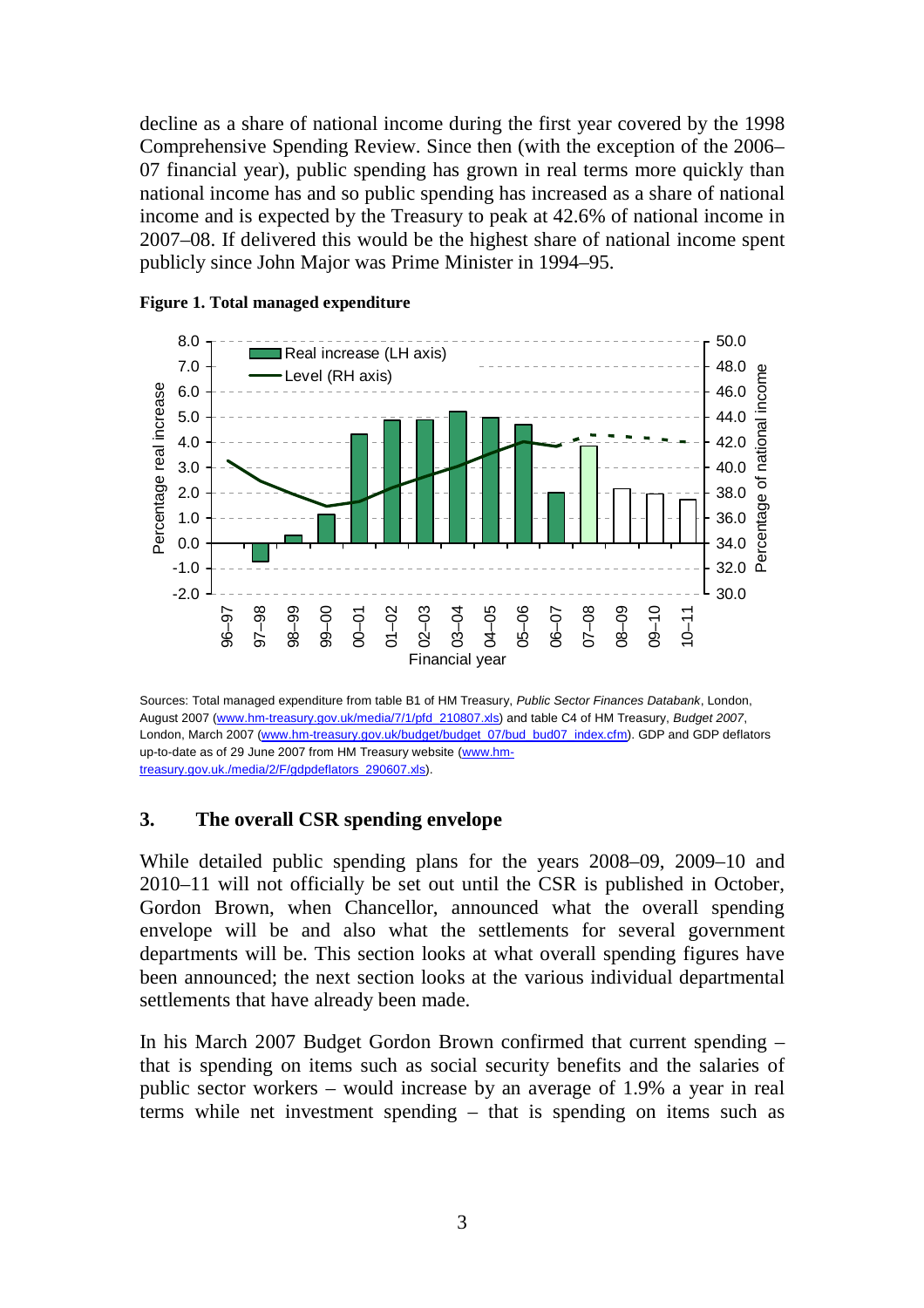decline as a share of national income during the first year covered by the 1998 Comprehensive Spending Review. Since then (with the exception of the 2006–07 financial year), public spending has grown in real terms more quickly than national income has and so public spending has increased as a share of national income and is expected by the Treasury to peak at 42.6% of national income in 2007–08. If delivered this would be the highest share of national income spent publicly since John Major was Prime Minister in 1994–95.

**Figure 1. Total managed expenditure**

Sources: Total managed expenditure from table B1 of HM Treasury, *Public Sector Finances Databank*, London, August 2007 (www.hm-treasury.gov.uk/media/7/1/pfd_210807.xls) and table C4 of HM Treasury, *Budget 2007*, London, March 2007 (www.hm-treasury.gov.uk/budget/budget_07/bud_bud07_index.cfm). GDP and GDP deflators up-to-date as of 29 June 2007 from HM Treasury website (www.hm-treasury.gov.uk./media/2/F/gdpdeflators_290607.xls).

## 3. The overall CSR spending envelope

While detailed public spending plans for the years 2008–09, 2009–10 and 2010–11 will not officially be set out until the CSR is published in October, Gordon Brown, when Chancellor, announced what the overall spending envelope will be and also what the settlements for several government departments will be. This section looks at what overall spending figures have been announced; the next section looks at the various individual departmental settlements that have already been made.

In his March 2007 Budget Gordon Brown confirmed that current spending – that is spending on items such as social security benefits and the salaries of public sector workers – would increase by an average of 1.9% a year in real terms while net investment spending – that is spending on items such as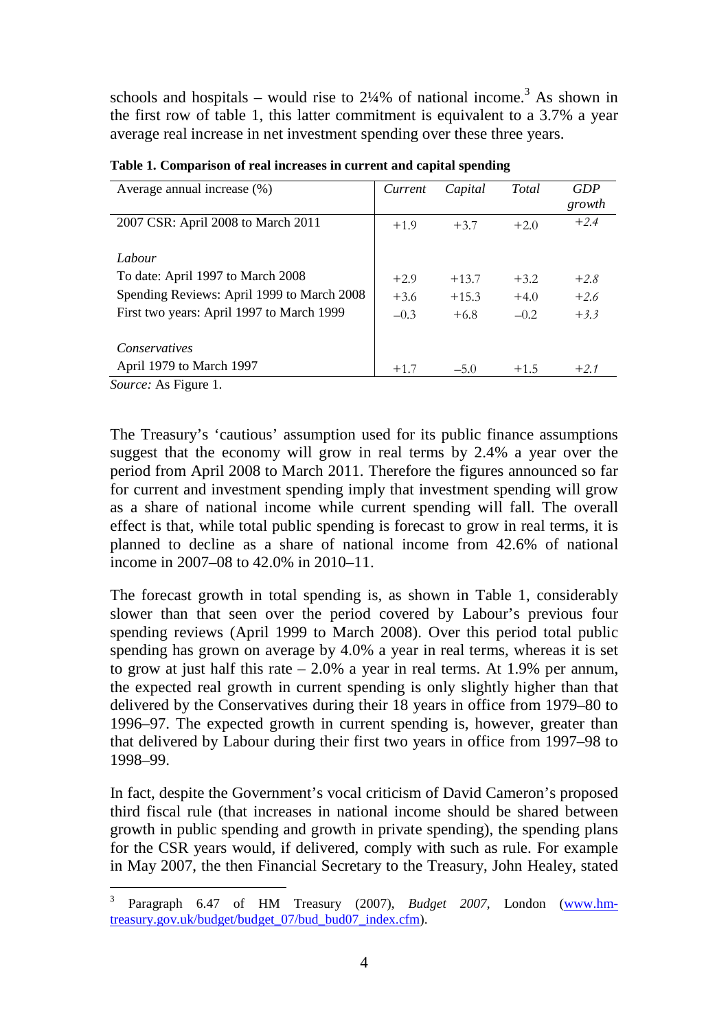schools and hospitals – would rise to 2¼% of national income.[3] As shown in the first row of table 1, this latter commitment is equivalent to a 3.7% a year average real increase in net investment spending over these three years.

**Table 1. Comparison of real increases in current and capital spending**

| Average annual increase (%) | *Current* | *Capital* | *Total* | *GDP growth* |
|---|---|---|---|---|
| 2007 CSR: April 2008 to March 2011 | +1.9 | +3.7 | +2.0 | *+2.4* |
| *Labour* | | | | |
| To date: April 1997 to March 2008 | +2.9 | +13.7 | +3.2 | *+2.8* |
| Spending Reviews: April 1999 to March 2008 | +3.6 | +15.3 | +4.0 | *+2.6* |
| First two years: April 1997 to March 1999 | –0.3 | +6.8 | –0.2 | *+3.3* |
| *Conservatives* | | | | |
| April 1979 to March 1997 | +1.7 | –5.0 | +1.5 | *+2.1* |

*Source:* As Figure 1.

The Treasury's 'cautious' assumption used for its public finance assumptions suggest that the economy will grow in real terms by 2.4% a year over the period from April 2008 to March 2011. Therefore the figures announced so far for current and investment spending imply that investment spending will grow as a share of national income while current spending will fall. The overall effect is that, while total public spending is forecast to grow in real terms, it is planned to decline as a share of national income from 42.6% of national income in 2007–08 to 42.0% in 2010–11.

The forecast growth in total spending is, as shown in Table 1, considerably slower than that seen over the period covered by Labour's previous four spending reviews (April 1999 to March 2008). Over this period total public spending has grown on average by 4.0% a year in real terms, whereas it is set to grow at just half this rate – 2.0% a year in real terms. At 1.9% per annum, the expected real growth in current spending is only slightly higher than that delivered by the Conservatives during their 18 years in office from 1979–80 to 1996–97. The expected growth in current spending is, however, greater than that delivered by Labour during their first two years in office from 1997–98 to 1998–99.

In fact, despite the Government's vocal criticism of David Cameron's proposed third fiscal rule (that increases in national income should be shared between growth in public spending and growth in private spending), the spending plans for the CSR years would, if delivered, comply with such as rule. For example in May 2007, the then Financial Secretary to the Treasury, John Healey, stated

[3] Paragraph 6.47 of HM Treasury (2007), *Budget 2007*, London (www.hm-treasury.gov.uk/budget/budget_07/bud_bud07_index.cfm).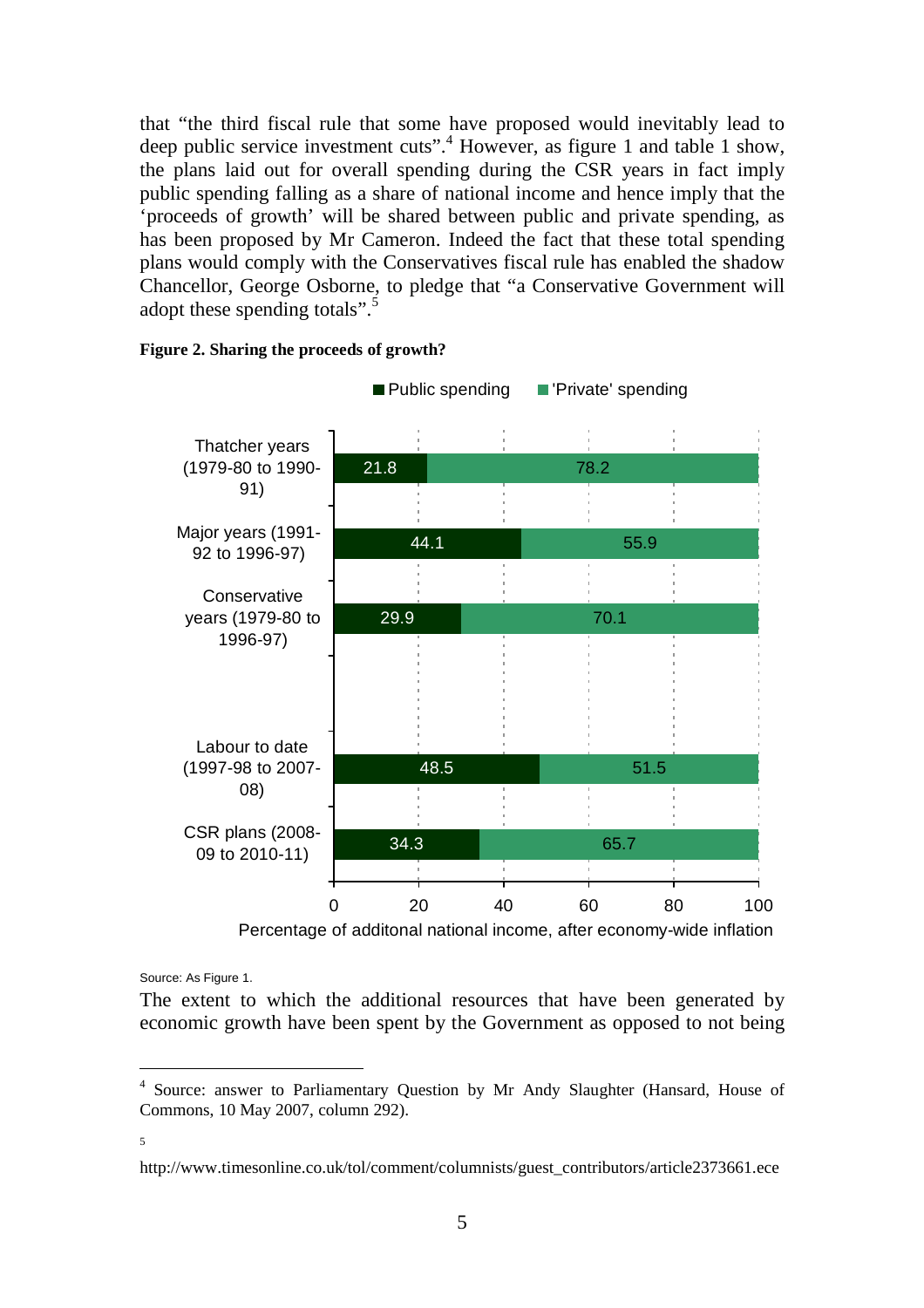that "the third fiscal rule that some have proposed would inevitably lead to deep public service investment cuts".[4] However, as figure 1 and table 1 show, the plans laid out for overall spending during the CSR years in fact imply public spending falling as a share of national income and hence imply that the 'proceeds of growth' will be shared between public and private spending, as has been proposed by Mr Cameron. Indeed the fact that these total spending plans would comply with the Conservatives fiscal rule has enabled the shadow Chancellor, George Osborne, to pledge that "a Conservative Government will adopt these spending totals".[5]

**Figure 2. Sharing the proceeds of growth?**

| | Public spending | 'Private' spending |
|---|---|---|
| Thatcher years (1979-80 to 1990-91) | 21.8 | 78.2 |
| Major years (1991-92 to 1996-97) | 44.1 | 55.9 |
| Conservative years (1979-80 to 1996-97) | 29.9 | 70.1 |
| Labour to date (1997-98 to 2007-08) | 48.5 | 51.5 |
| CSR plans (2008-09 to 2010-11) | 34.3 | 65.7 |

Percentage of additonal national income, after economy-wide inflation

Source: As Figure 1.

The extent to which the additional resources that have been generated by economic growth have been spent by the Government as opposed to not being

---

[4] Source: answer to Parliamentary Question by Mr Andy Slaughter (Hansard, House of Commons, 10 May 2007, column 292).

[5] http://www.timesonline.co.uk/tol/comment/columnists/guest_contributors/article2373661.ece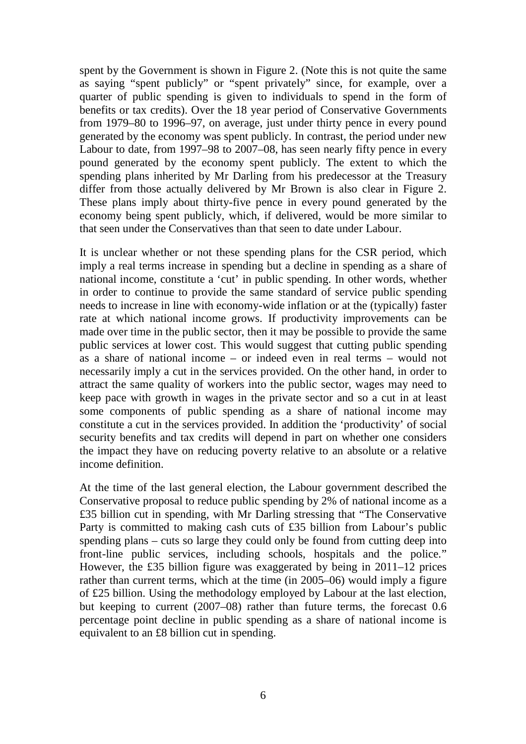spent by the Government is shown in Figure 2. (Note this is not quite the same as saying "spent publicly" or "spent privately" since, for example, over a quarter of public spending is given to individuals to spend in the form of benefits or tax credits). Over the 18 year period of Conservative Governments from 1979–80 to 1996–97, on average, just under thirty pence in every pound generated by the economy was spent publicly. In contrast, the period under new Labour to date, from 1997–98 to 2007–08, has seen nearly fifty pence in every pound generated by the economy spent publicly. The extent to which the spending plans inherited by Mr Darling from his predecessor at the Treasury differ from those actually delivered by Mr Brown is also clear in Figure 2. These plans imply about thirty-five pence in every pound generated by the economy being spent publicly, which, if delivered, would be more similar to that seen under the Conservatives than that seen to date under Labour.

It is unclear whether or not these spending plans for the CSR period, which imply a real terms increase in spending but a decline in spending as a share of national income, constitute a 'cut' in public spending. In other words, whether in order to continue to provide the same standard of service public spending needs to increase in line with economy-wide inflation or at the (typically) faster rate at which national income grows. If productivity improvements can be made over time in the public sector, then it may be possible to provide the same public services at lower cost. This would suggest that cutting public spending as a share of national income – or indeed even in real terms – would not necessarily imply a cut in the services provided. On the other hand, in order to attract the same quality of workers into the public sector, wages may need to keep pace with growth in wages in the private sector and so a cut in at least some components of public spending as a share of national income may constitute a cut in the services provided. In addition the 'productivity' of social security benefits and tax credits will depend in part on whether one considers the impact they have on reducing poverty relative to an absolute or a relative income definition.

At the time of the last general election, the Labour government described the Conservative proposal to reduce public spending by 2% of national income as a £35 billion cut in spending, with Mr Darling stressing that "The Conservative Party is committed to making cash cuts of £35 billion from Labour's public spending plans – cuts so large they could only be found from cutting deep into front-line public services, including schools, hospitals and the police." However, the £35 billion figure was exaggerated by being in 2011–12 prices rather than current terms, which at the time (in 2005–06) would imply a figure of £25 billion. Using the methodology employed by Labour at the last election, but keeping to current (2007–08) rather than future terms, the forecast 0.6 percentage point decline in public spending as a share of national income is equivalent to an £8 billion cut in spending.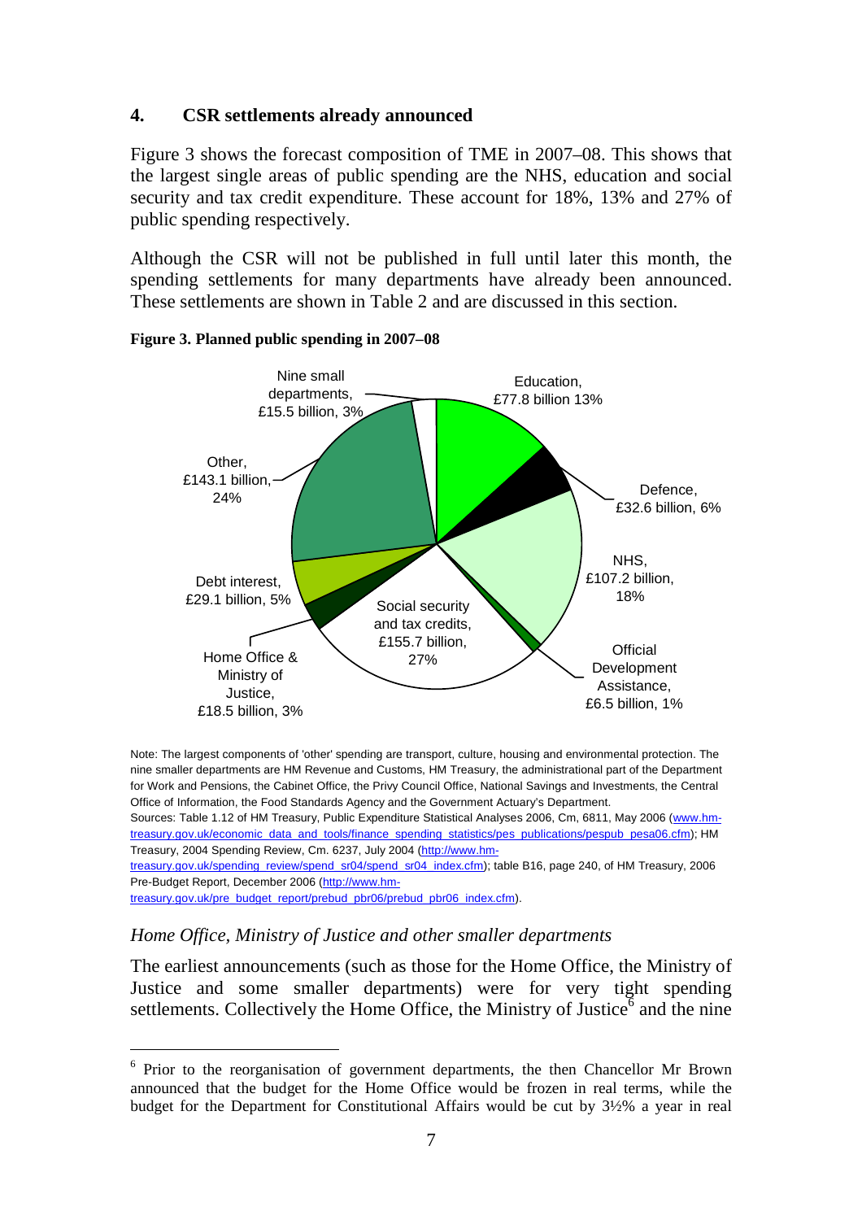## 4. CSR settlements already announced

Figure 3 shows the forecast composition of TME in 2007–08. This shows that the largest single areas of public spending are the NHS, education and social security and tax credit expenditure. These account for 18%, 13% and 27% of public spending respectively.

Although the CSR will not be published in full until later this month, the spending settlements for many departments have already been announced. These settlements are shown in Table 2 and are discussed in this section.

**Figure 3. Planned public spending in 2007–08**

Nine small departments, £15.5 billion, 3%

Education, £77.8 billion 13%

Other, £143.1 billion, 24%

Defence, £32.6 billion, 6%

NHS, £107.2 billion, 18%

Debt interest, £29.1 billion, 5%

Social security and tax credits, £155.7 billion, 27%

Official Development Assistance, £6.5 billion, 1%

Home Office & Ministry of Justice, £18.5 billion, 3%

Note: The largest components of 'other' spending are transport, culture, housing and environmental protection. The nine smaller departments are HM Revenue and Customs, HM Treasury, the administrational part of the Department for Work and Pensions, the Cabinet Office, the Privy Council Office, National Savings and Investments, the Central Office of Information, the Food Standards Agency and the Government Actuary's Department.
Sources: Table 1.12 of HM Treasury, Public Expenditure Statistical Analyses 2006, Cm, 6811, May 2006 (www.hm-treasury.gov.uk/economic_data_and_tools/finance_spending_statistics/pes_publications/pespub_pesa06.cfm); HM Treasury, 2004 Spending Review, Cm. 6237, July 2004 (http://www.hm-treasury.gov.uk/spending_review/spend_sr04/spend_sr04_index.cfm); table B16, page 240, of HM Treasury, 2006 Pre-Budget Report, December 2006 (http://www.hm-treasury.gov.uk/pre_budget_report/prebud_pbr06/prebud_pbr06_index.cfm).

### *Home Office, Ministry of Justice and other smaller departments*

The earliest announcements (such as those for the Home Office, the Ministry of Justice and some smaller departments) were for very tight spending settlements. Collectively the Home Office, the Ministry of Justice[6] and the nine

[6] Prior to the reorganisation of government departments, the then Chancellor Mr Brown announced that the budget for the Home Office would be frozen in real terms, while the budget for the Department for Constitutional Affairs would be cut by 3½% a year in real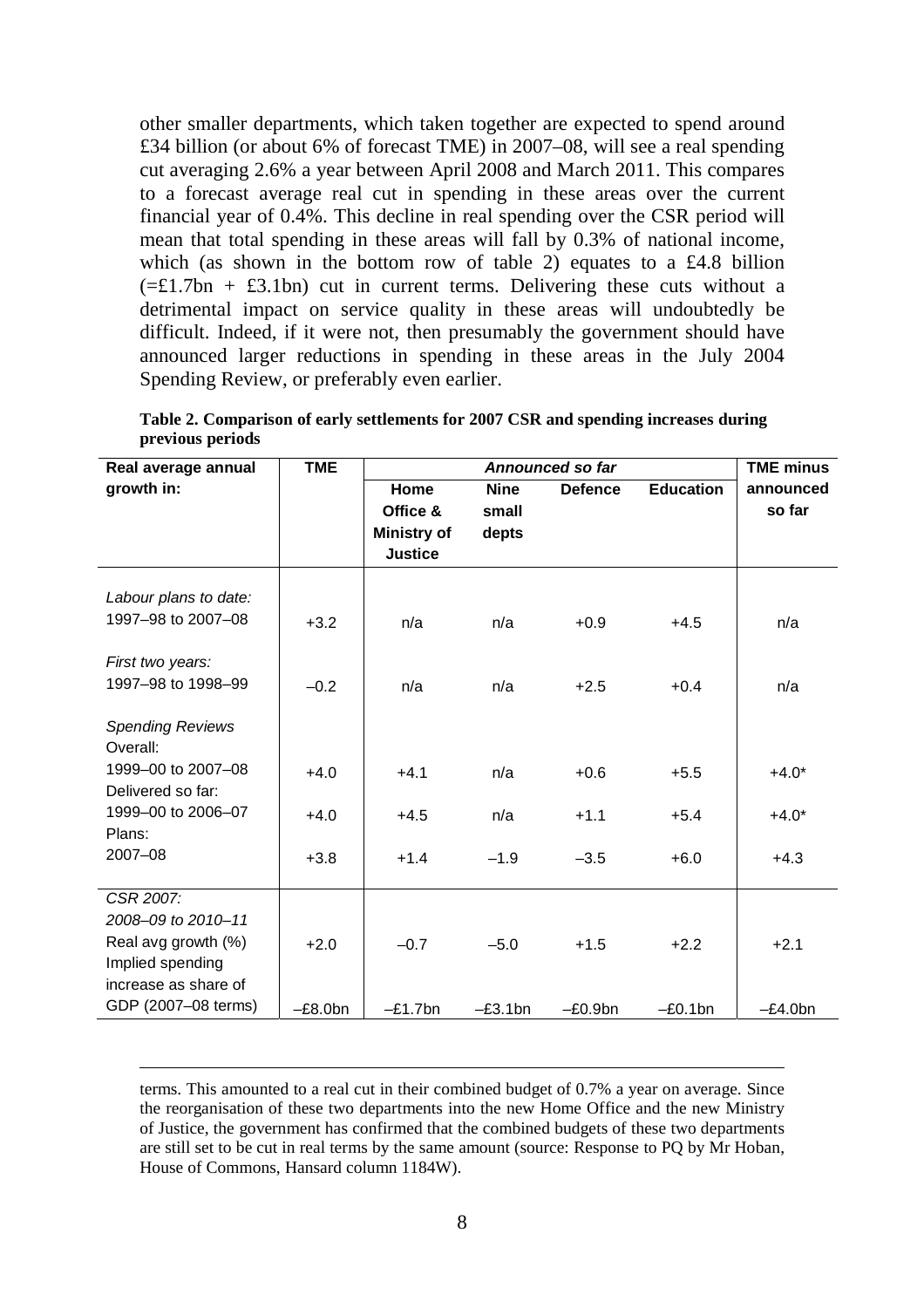other smaller departments, which taken together are expected to spend around £34 billion (or about 6% of forecast TME) in 2007–08, will see a real spending cut averaging 2.6% a year between April 2008 and March 2011. This compares to a forecast average real cut in spending in these areas over the current financial year of 0.4%. This decline in real spending over the CSR period will mean that total spending in these areas will fall by 0.3% of national income, which (as shown in the bottom row of table 2) equates to a £4.8 billion (=£1.7bn + £3.1bn) cut in current terms. Delivering these cuts without a detrimental impact on service quality in these areas will undoubtedly be difficult. Indeed, if it were not, then presumably the government should have announced larger reductions in spending in these areas in the July 2004 Spending Review, or preferably even earlier.

**Table 2. Comparison of early settlements for 2007 CSR and spending increases during previous periods**

| Real average annual growth in: | TME | *Announced so far* | | | | TME minus announced so far |
|---|---|---|---|---|---|---|
| | | Home Office & Ministry of Justice | Nine small depts | Defence | Education | |
| *Labour plans to date:* | | | | | | |
| 1997–98 to 2007–08 | +3.2 | n/a | n/a | +0.9 | +4.5 | n/a |
| *First two years:* | | | | | | |
| 1997–98 to 1998–99 | –0.2 | n/a | n/a | +2.5 | +0.4 | n/a |
| *Spending Reviews* | | | | | | |
| Overall: | | | | | | |
| 1999–00 to 2007–08 | +4.0 | +4.1 | n/a | +0.6 | +5.5 | +4.0* |
| Delivered so far: | | | | | | |
| 1999–00 to 2006–07 | +4.0 | +4.5 | n/a | +1.1 | +5.4 | +4.0* |
| Plans: | | | | | | |
| 2007–08 | +3.8 | +1.4 | –1.9 | –3.5 | +6.0 | +4.3 |
| *CSR 2007:* | | | | | | |
| *2008–09 to 2010–11* | | | | | | |
| Real avg growth (%) | +2.0 | –0.7 | –5.0 | +1.5 | +2.2 | +2.1 |
| Implied spending increase as share of GDP (2007–08 terms) | –£8.0bn | –£1.7bn | –£3.1bn | –£0.9bn | –£0.1bn | –£4.0bn |

terms. This amounted to a real cut in their combined budget of 0.7% a year on average. Since the reorganisation of these two departments into the new Home Office and the new Ministry of Justice, the government has confirmed that the combined budgets of these two departments are still set to be cut in real terms by the same amount (source: Response to PQ by Mr Hoban, House of Commons, Hansard column 1184W).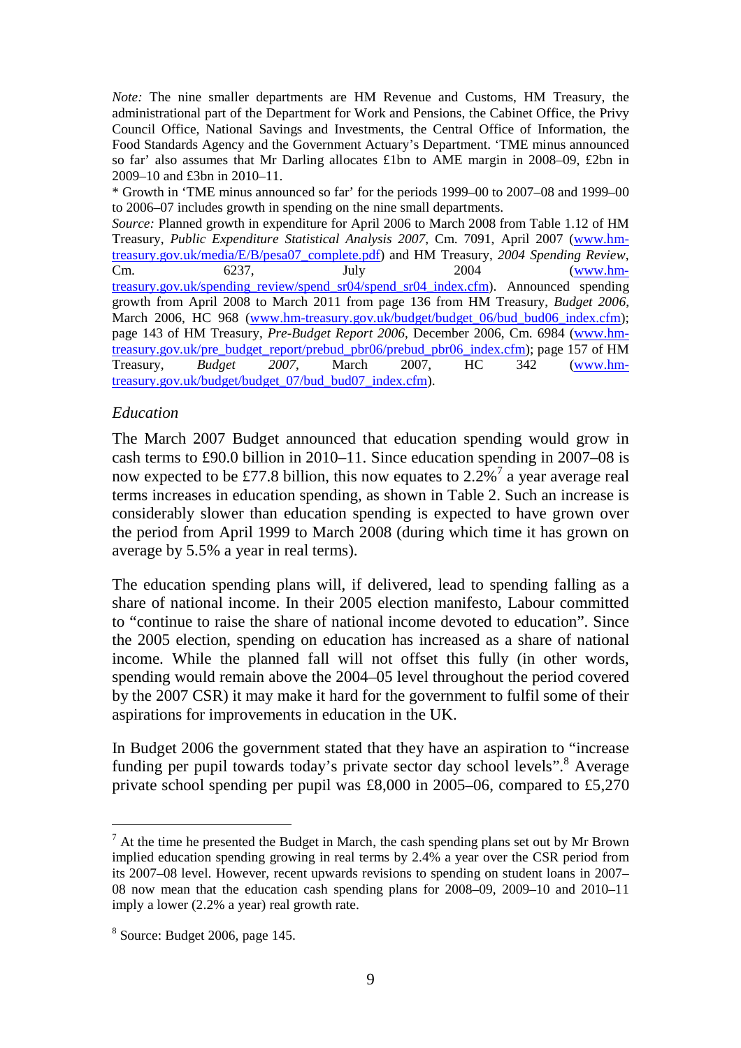*Note:* The nine smaller departments are HM Revenue and Customs, HM Treasury, the administrative part of the Department for Work and Pensions, the Cabinet Office, the Privy Council Office, National Savings and Investments, the Central Office of Information, the Food Standards Agency and the Government Actuary's Department. 'TME minus announced so far' also assumes that Mr Darling allocates £1bn to AME margin in 2008–09, £2bn in 2009–10 and £3bn in 2010–11.

* Growth in 'TME minus announced so far' for the periods 1999–00 to 2007–08 and 1999–00 to 2006–07 includes growth in spending on the nine small departments.

*Source:* Planned growth in expenditure for April 2006 to March 2008 from Table 1.12 of HM Treasury, *Public Expenditure Statistical Analysis 2007*, Cm. 7091, April 2007 (www.hm-treasury.gov.uk/media/E/B/pesa07_complete.pdf) and HM Treasury, *2004 Spending Review*, Cm. 6237, July 2004 (www.hm-treasury.gov.uk/spending_review/spend_sr04/spend_sr04_index.cfm). Announced spending growth from April 2008 to March 2011 from page 136 from HM Treasury, *Budget 2006*, March 2006, HC 968 (www.hm-treasury.gov.uk/budget/budget_06/bud_bud06_index.cfm); page 143 of HM Treasury, *Pre-Budget Report 2006*, December 2006, Cm. 6984 (www.hm-treasury.gov.uk/pre_budget_report/prebud_pbr06/prebud_pbr06_index.cfm); page 157 of HM Treasury, *Budget 2007*, March 2007, HC 342 (www.hm-treasury.gov.uk/budget/budget_07/bud_bud07_index.cfm).

### *Education*

The March 2007 Budget announced that education spending would grow in cash terms to £90.0 billion in 2010–11. Since education spending in 2007–08 is now expected to be £77.8 billion, this now equates to 2.2%[7] a year average real terms increases in education spending, as shown in Table 2. Such an increase is considerably slower than education spending is expected to have grown over the period from April 1999 to March 2008 (during which time it has grown on average by 5.5% a year in real terms).

The education spending plans will, if delivered, lead to spending falling as a share of national income. In their 2005 election manifesto, Labour committed to "continue to raise the share of national income devoted to education". Since the 2005 election, spending on education has increased as a share of national income. While the planned fall will not offset this fully (in other words, spending would remain above the 2004–05 level throughout the period covered by the 2007 CSR) it may make it hard for the government to fulfil some of their aspirations for improvements in education in the UK.

In Budget 2006 the government stated that they have an aspiration to "increase funding per pupil towards today's private sector day school levels".[8] Average private school spending per pupil was £8,000 in 2005–06, compared to £5,270

[7] At the time he presented the Budget in March, the cash spending plans set out by Mr Brown implied education spending growing in real terms by 2.4% a year over the CSR period from its 2007–08 level. However, recent upwards revisions to spending on student loans in 2007–08 now mean that the education cash spending plans for 2008–09, 2009–10 and 2010–11 imply a lower (2.2% a year) real growth rate.

[8] Source: Budget 2006, page 145.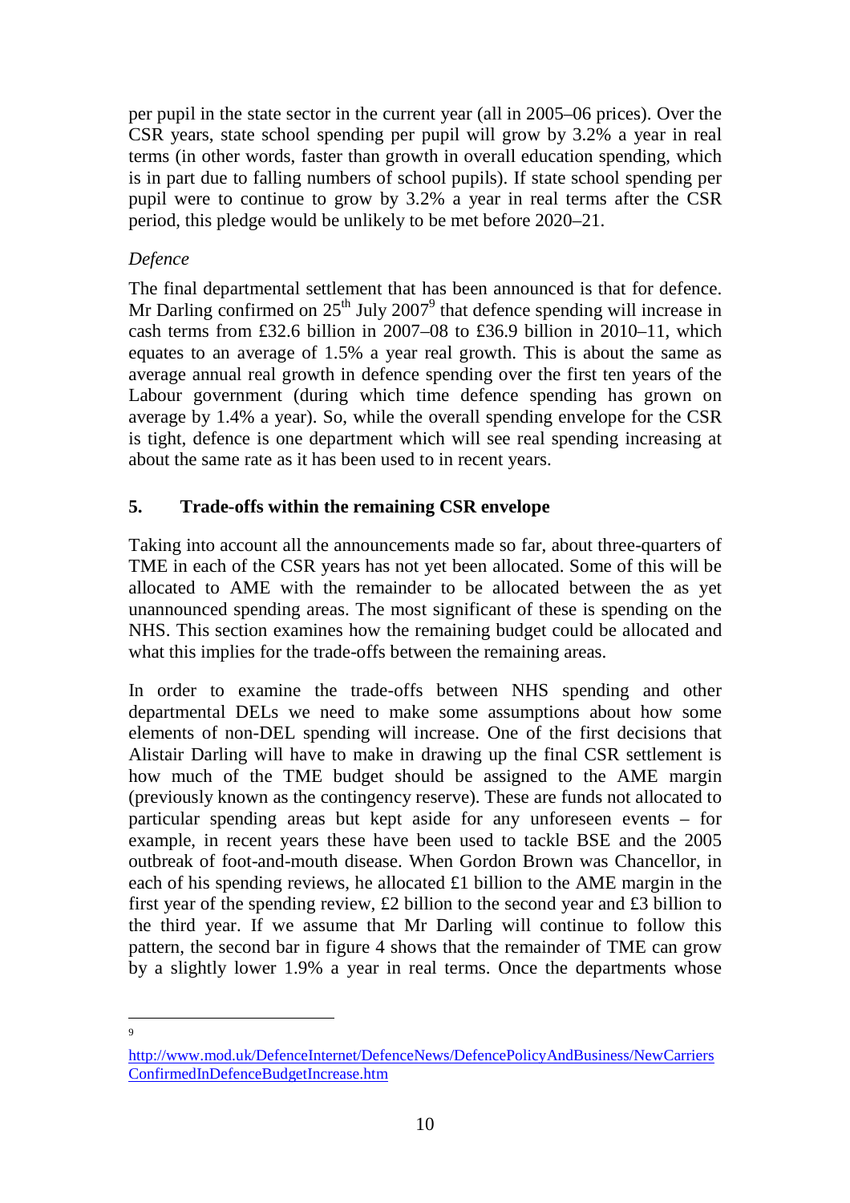per pupil in the state sector in the current year (all in 2005–06 prices). Over the CSR years, state school spending per pupil will grow by 3.2% a year in real terms (in other words, faster than growth in overall education spending, which is in part due to falling numbers of school pupils). If state school spending per pupil were to continue to grow by 3.2% a year in real terms after the CSR period, this pledge would be unlikely to be met before 2020–21.

*Defence*

The final departmental settlement that has been announced is that for defence. Mr Darling confirmed on 25th July 2007[9] that defence spending will increase in cash terms from £32.6 billion in 2007–08 to £36.9 billion in 2010–11, which equates to an average of 1.5% a year real growth. This is about the same as average annual real growth in defence spending over the first ten years of the Labour government (during which time defence spending has grown on average by 1.4% a year). So, while the overall spending envelope for the CSR is tight, defence is one department which will see real spending increasing at about the same rate as it has been used to in recent years.

## 5. Trade-offs within the remaining CSR envelope

Taking into account all the announcements made so far, about three-quarters of TME in each of the CSR years has not yet been allocated. Some of this will be allocated to AME with the remainder to be allocated between the as yet unannounced spending areas. The most significant of these is spending on the NHS. This section examines how the remaining budget could be allocated and what this implies for the trade-offs between the remaining areas.

In order to examine the trade-offs between NHS spending and other departmental DELs we need to make some assumptions about how some elements of non-DEL spending will increase. One of the first decisions that Alistair Darling will have to make in drawing up the final CSR settlement is how much of the TME budget should be assigned to the AME margin (previously known as the contingency reserve). These are funds not allocated to particular spending areas but kept aside for any unforeseen events – for example, in recent years these have been used to tackle BSE and the 2005 outbreak of foot-and-mouth disease. When Gordon Brown was Chancellor, in each of his spending reviews, he allocated £1 billion to the AME margin in the first year of the spending review, £2 billion to the second year and £3 billion to the third year. If we assume that Mr Darling will continue to follow this pattern, the second bar in figure 4 shows that the remainder of TME can grow by a slightly lower 1.9% a year in real terms. Once the departments whose

---

[9] http://www.mod.uk/DefenceInternet/DefenceNews/DefencePolicyAndBusiness/NewCarriersConfirmedInDefenceBudgetIncrease.htm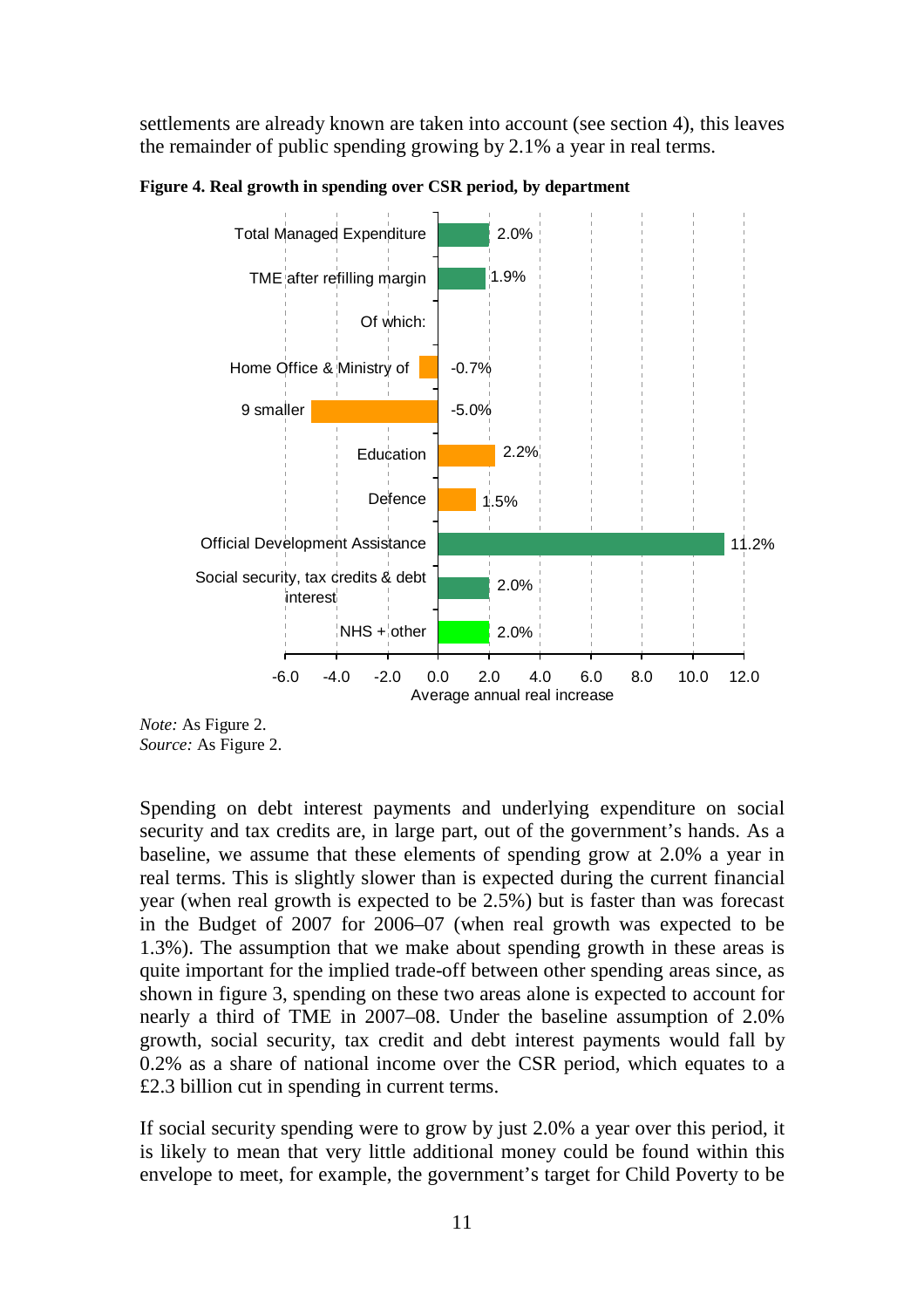settlements are already known are taken into account (see section 4), this leaves the remainder of public spending growing by 2.1% a year in real terms.

**Figure 4. Real growth in spending over CSR period, by department**

| Category | Average annual real increase |
|---|---|
| Total Managed Expenditure | 2.0% |
| TME after refilling margin | 1.9% |
| Of which: | |
| Home Office & Ministry of | -0.7% |
| 9 smaller | -5.0% |
| Education | 2.2% |
| Defence | 1.5% |
| Official Development Assistance | 11.2% |
| Social security, tax credits & debt interest | 2.0% |
| NHS + other | 2.0% |

*Note:* As Figure 2.
*Source:* As Figure 2.

Spending on debt interest payments and underlying expenditure on social security and tax credits are, in large part, out of the government's hands. As a baseline, we assume that these elements of spending grow at 2.0% a year in real terms. This is slightly slower than is expected during the current financial year (when real growth is expected to be 2.5%) but is faster than was forecast in the Budget of 2007 for 2006–07 (when real growth was expected to be 1.3%). The assumption that we make about spending growth in these areas is quite important for the implied trade-off between other spending areas since, as shown in figure 3, spending on these two areas alone is expected to account for nearly a third of TME in 2007–08. Under the baseline assumption of 2.0% growth, social security, tax credit and debt interest payments would fall by 0.2% as a share of national income over the CSR period, which equates to a £2.3 billion cut in spending in current terms.

If social security spending were to grow by just 2.0% a year over this period, it is likely to mean that very little additional money could be found within this envelope to meet, for example, the government's target for Child Poverty to be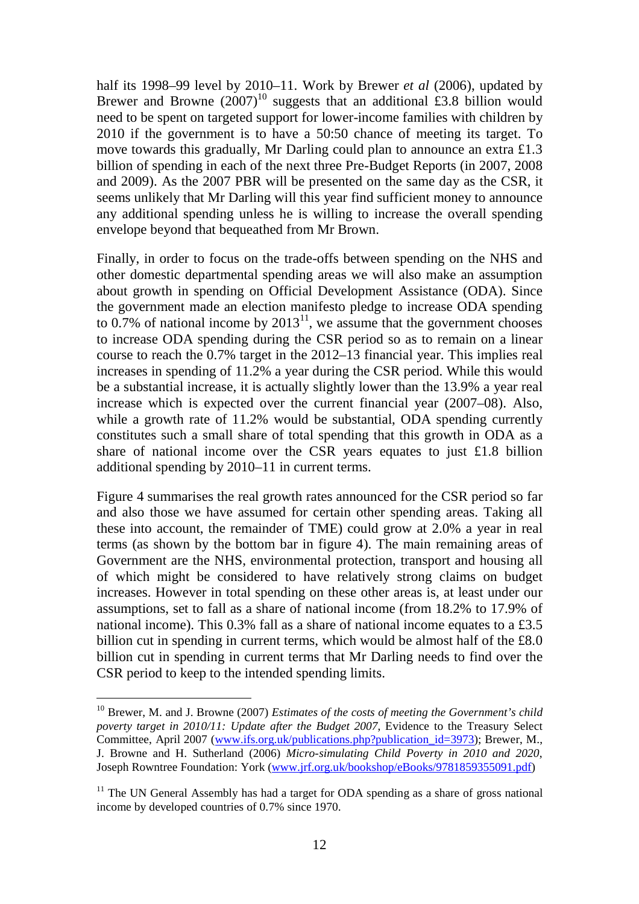half its 1998–99 level by 2010–11. Work by Brewer *et al* (2006), updated by Brewer and Browne (2007)[10] suggests that an additional £3.8 billion would need to be spent on targeted support for lower-income families with children by 2010 if the government is to have a 50:50 chance of meeting its target. To move towards this gradually, Mr Darling could plan to announce an extra £1.3 billion of spending in each of the next three Pre-Budget Reports (in 2007, 2008 and 2009). As the 2007 PBR will be presented on the same day as the CSR, it seems unlikely that Mr Darling will this year find sufficient money to announce any additional spending unless he is willing to increase the overall spending envelope beyond that bequeathed from Mr Brown.

Finally, in order to focus on the trade-offs between spending on the NHS and other domestic departmental spending areas we will also make an assumption about growth in spending on Official Development Assistance (ODA). Since the government made an election manifesto pledge to increase ODA spending to 0.7% of national income by 2013[11], we assume that the government chooses to increase ODA spending during the CSR period so as to remain on a linear course to reach the 0.7% target in the 2012–13 financial year. This implies real increases in spending of 11.2% a year during the CSR period. While this would be a substantial increase, it is actually slightly lower than the 13.9% a year real increase which is expected over the current financial year (2007–08). Also, while a growth rate of 11.2% would be substantial, ODA spending currently constitutes such a small share of total spending that this growth in ODA as a share of national income over the CSR years equates to just £1.8 billion additional spending by 2010–11 in current terms.

Figure 4 summarises the real growth rates announced for the CSR period so far and also those we have assumed for certain other spending areas. Taking all these into account, the remainder of TME) could grow at 2.0% a year in real terms (as shown by the bottom bar in figure 4). The main remaining areas of Government are the NHS, environmental protection, transport and housing all of which might be considered to have relatively strong claims on budget increases. However in total spending on these other areas is, at least under our assumptions, set to fall as a share of national income (from 18.2% to 17.9% of national income). This 0.3% fall as a share of national income equates to a £3.5 billion cut in spending in current terms, which would be almost half of the £8.0 billion cut in spending in current terms that Mr Darling needs to find over the CSR period to keep to the intended spending limits.

---

[10] Brewer, M. and J. Browne (2007) *Estimates of the costs of meeting the Government's child poverty target in 2010/11: Update after the Budget 2007*, Evidence to the Treasury Select Committee, April 2007 (www.ifs.org.uk/publications.php?publication_id=3973); Brewer, M., J. Browne and H. Sutherland (2006) *Micro-simulating Child Poverty in 2010 and 2020*, Joseph Rowntree Foundation: York (www.jrf.org.uk/bookshop/eBooks/9781859355091.pdf)

[11] The UN General Assembly has had a target for ODA spending as a share of gross national income by developed countries of 0.7% since 1970.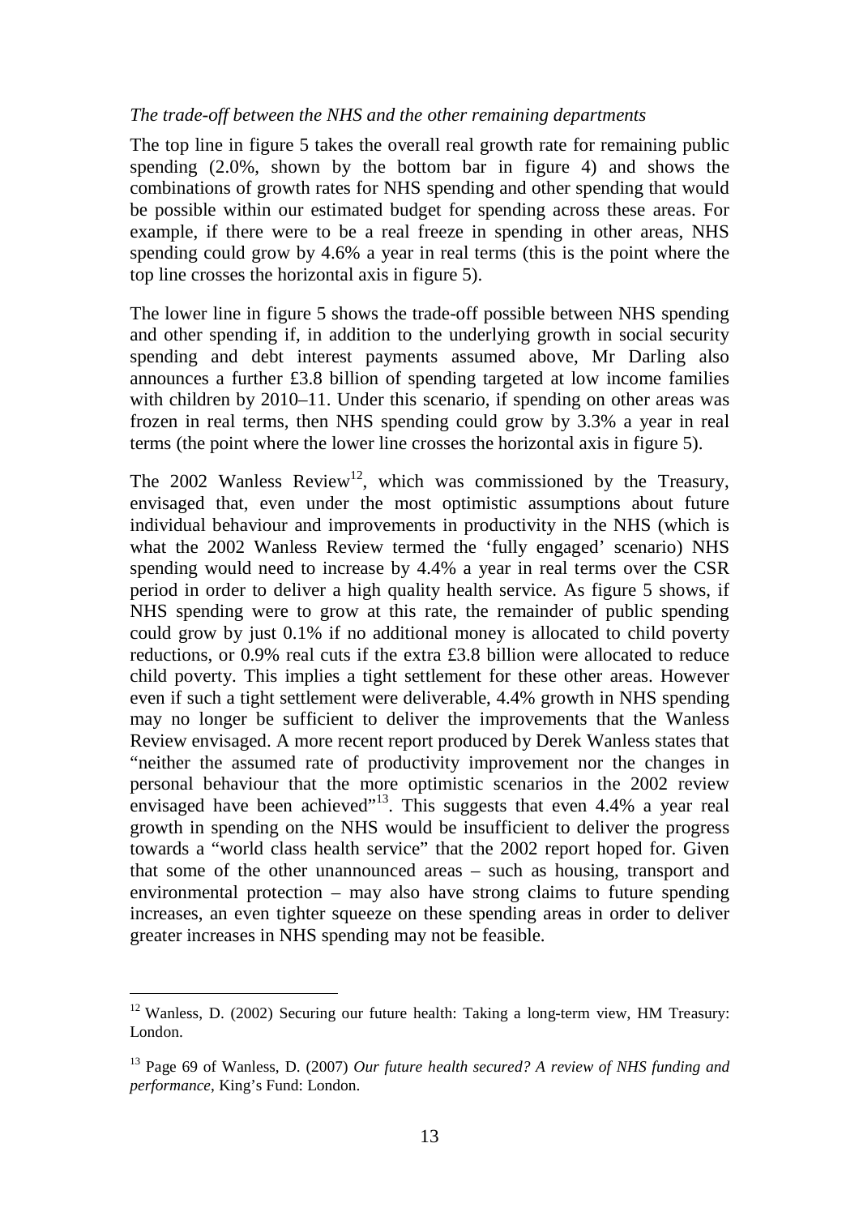*The trade-off between the NHS and the other remaining departments*

The top line in figure 5 takes the overall real growth rate for remaining public spending (2.0%, shown by the bottom bar in figure 4) and shows the combinations of growth rates for NHS spending and other spending that would be possible within our estimated budget for spending across these areas. For example, if there were to be a real freeze in spending in other areas, NHS spending could grow by 4.6% a year in real terms (this is the point where the top line crosses the horizontal axis in figure 5).

The lower line in figure 5 shows the trade-off possible between NHS spending and other spending if, in addition to the underlying growth in social security spending and debt interest payments assumed above, Mr Darling also announces a further £3.8 billion of spending targeted at low income families with children by 2010–11. Under this scenario, if spending on other areas was frozen in real terms, then NHS spending could grow by 3.3% a year in real terms (the point where the lower line crosses the horizontal axis in figure 5).

The 2002 Wanless Review[12], which was commissioned by the Treasury, envisaged that, even under the most optimistic assumptions about future individual behaviour and improvements in productivity in the NHS (which is what the 2002 Wanless Review termed the 'fully engaged' scenario) NHS spending would need to increase by 4.4% a year in real terms over the CSR period in order to deliver a high quality health service. As figure 5 shows, if NHS spending were to grow at this rate, the remainder of public spending could grow by just 0.1% if no additional money is allocated to child poverty reductions, or 0.9% real cuts if the extra £3.8 billion were allocated to reduce child poverty. This implies a tight settlement for these other areas. However even if such a tight settlement were deliverable, 4.4% growth in NHS spending may no longer be sufficient to deliver the improvements that the Wanless Review envisaged. A more recent report produced by Derek Wanless states that "neither the assumed rate of productivity improvement nor the changes in personal behaviour that the more optimistic scenarios in the 2002 review envisaged have been achieved"[13]. This suggests that even 4.4% a year real growth in spending on the NHS would be insufficient to deliver the progress towards a "world class health service" that the 2002 report hoped for. Given that some of the other unannounced areas – such as housing, transport and environmental protection – may also have strong claims to future spending increases, an even tighter squeeze on these spending areas in order to deliver greater increases in NHS spending may not be feasible.

---

[12] Wanless, D. (2002) Securing our future health: Taking a long-term view, HM Treasury: London.

[13] Page 69 of Wanless, D. (2007) *Our future health secured? A review of NHS funding and performance*, King's Fund: London.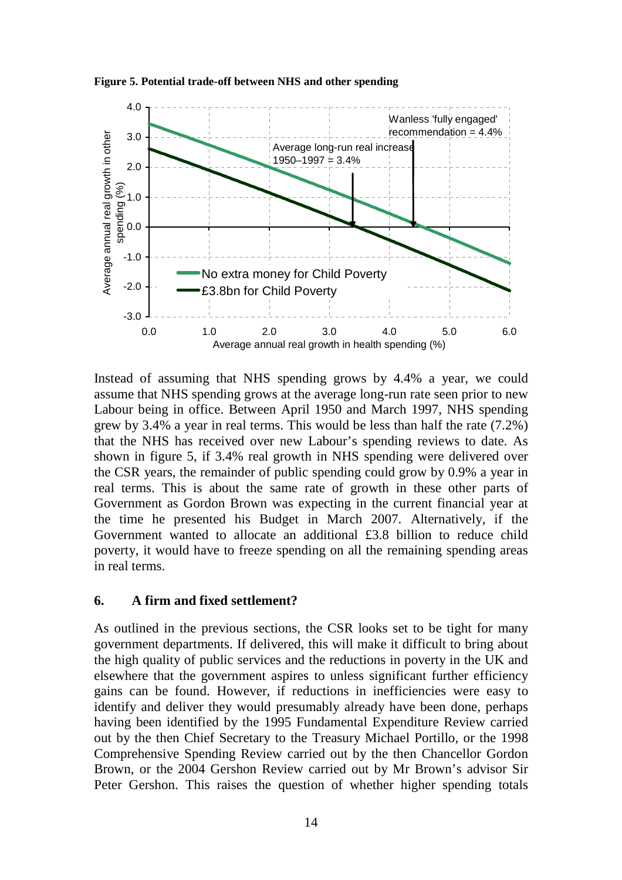**Figure 5. Potential trade-off between NHS and other spending**

Instead of assuming that NHS spending grows by 4.4% a year, we could assume that NHS spending grows at the average long-run rate seen prior to new Labour being in office. Between April 1950 and March 1997, NHS spending grew by 3.4% a year in real terms. This would be less than half the rate (7.2%) that the NHS has received over new Labour's spending reviews to date. As shown in figure 5, if 3.4% real growth in NHS spending were delivered over the CSR years, the remainder of public spending could grow by 0.9% a year in real terms. This is about the same rate of growth in these other parts of Government as Gordon Brown was expecting in the current financial year at the time he presented his Budget in March 2007. Alternatively, if the Government wanted to allocate an additional £3.8 billion to reduce child poverty, it would have to freeze spending on all the remaining spending areas in real terms.

## 6. A firm and fixed settlement?

As outlined in the previous sections, the CSR looks set to be tight for many government departments. If delivered, this will make it difficult to bring about the high quality of public services and the reductions in poverty in the UK and elsewhere that the government aspires to unless significant further efficiency gains can be found. However, if reductions in inefficiencies were easy to identify and deliver they would presumably already have been done, perhaps having been identified by the 1995 Fundamental Expenditure Review carried out by the then Chief Secretary to the Treasury Michael Portillo, or the 1998 Comprehensive Spending Review carried out by the then Chancellor Gordon Brown, or the 2004 Gershon Review carried out by Mr Brown's advisor Sir Peter Gershon. This raises the question of whether higher spending totals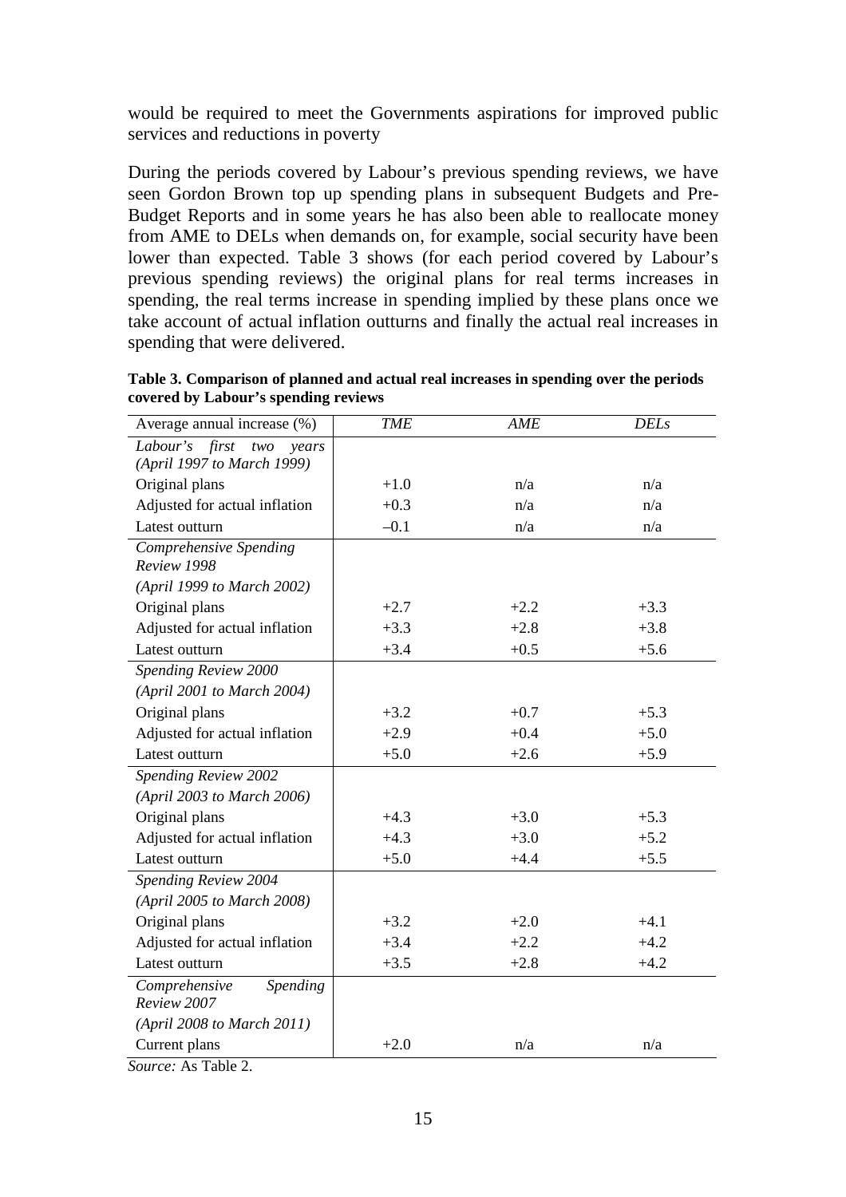would be required to meet the Governments aspirations for improved public services and reductions in poverty

During the periods covered by Labour's previous spending reviews, we have seen Gordon Brown top up spending plans in subsequent Budgets and Pre-Budget Reports and in some years he has also been able to reallocate money from AME to DELs when demands on, for example, social security have been lower than expected. Table 3 shows (for each period covered by Labour's previous spending reviews) the original plans for real terms increases in spending, the real terms increase in spending implied by these plans once we take account of actual inflation outturns and finally the actual real increases in spending that were delivered.

**Table 3. Comparison of planned and actual real increases in spending over the periods covered by Labour's spending reviews**

| Average annual increase (%) | *TME* | *AME* | *DELs* |
|---|---|---|---|
| *Labour's first two years (April 1997 to March 1999)* | | | |
| Original plans | +1.0 | n/a | n/a |
| Adjusted for actual inflation | +0.3 | n/a | n/a |
| Latest outturn | –0.1 | n/a | n/a |
| *Comprehensive Spending Review 1998 (April 1999 to March 2002)* | | | |
| Original plans | +2.7 | +2.2 | +3.3 |
| Adjusted for actual inflation | +3.3 | +2.8 | +3.8 |
| Latest outturn | +3.4 | +0.5 | +5.6 |
| *Spending Review 2000 (April 2001 to March 2004)* | | | |
| Original plans | +3.2 | +0.7 | +5.3 |
| Adjusted for actual inflation | +2.9 | +0.4 | +5.0 |
| Latest outturn | +5.0 | +2.6 | +5.9 |
| *Spending Review 2002 (April 2003 to March 2006)* | | | |
| Original plans | +4.3 | +3.0 | +5.3 |
| Adjusted for actual inflation | +4.3 | +3.0 | +5.2 |
| Latest outturn | +5.0 | +4.4 | +5.5 |
| *Spending Review 2004 (April 2005 to March 2008)* | | | |
| Original plans | +3.2 | +2.0 | +4.1 |
| Adjusted for actual inflation | +3.4 | +2.2 | +4.2 |
| Latest outturn | +3.5 | +2.8 | +4.2 |
| *Comprehensive Spending Review 2007 (April 2008 to March 2011)* | | | |
| Current plans | +2.0 | n/a | n/a |

*Source:* As Table 2.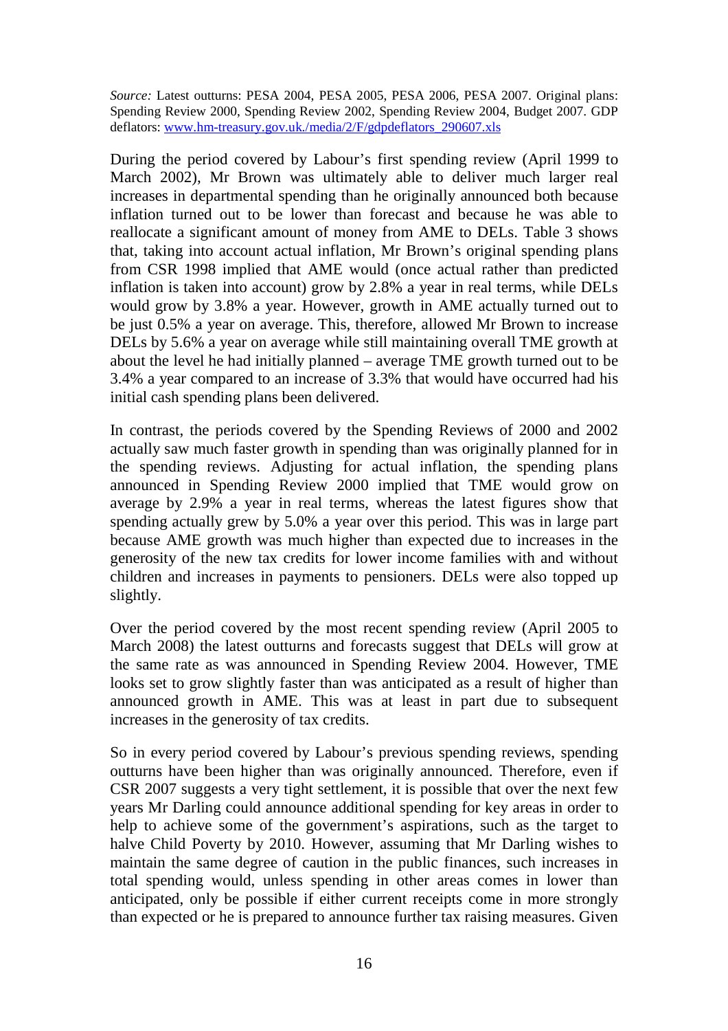*Source:* Latest outturns: PESA 2004, PESA 2005, PESA 2006, PESA 2007. Original plans: Spending Review 2000, Spending Review 2002, Spending Review 2004, Budget 2007. GDP deflators: [www.hm-treasury.gov.uk./media/2/F/gdpdeflators_290607.xls](www.hm-treasury.gov.uk./media/2/F/gdpdeflators_290607.xls)

During the period covered by Labour's first spending review (April 1999 to March 2002), Mr Brown was ultimately able to deliver much larger real increases in departmental spending than he originally announced both because inflation turned out to be lower than forecast and because he was able to reallocate a significant amount of money from AME to DELs. Table 3 shows that, taking into account actual inflation, Mr Brown's original spending plans from CSR 1998 implied that AME would (once actual rather than predicted inflation is taken into account) grow by 2.8% a year in real terms, while DELs would grow by 3.8% a year. However, growth in AME actually turned out to be just 0.5% a year on average. This, therefore, allowed Mr Brown to increase DELs by 5.6% a year on average while still maintaining overall TME growth at about the level he had initially planned – average TME growth turned out to be 3.4% a year compared to an increase of 3.3% that would have occurred had his initial cash spending plans been delivered.

In contrast, the periods covered by the Spending Reviews of 2000 and 2002 actually saw much faster growth in spending than was originally planned for in the spending reviews. Adjusting for actual inflation, the spending plans announced in Spending Review 2000 implied that TME would grow on average by 2.9% a year in real terms, whereas the latest figures show that spending actually grew by 5.0% a year over this period. This was in large part because AME growth was much higher than expected due to increases in the generosity of the new tax credits for lower income families with and without children and increases in payments to pensioners. DELs were also topped up slightly.

Over the period covered by the most recent spending review (April 2005 to March 2008) the latest outturns and forecasts suggest that DELs will grow at the same rate as was announced in Spending Review 2004. However, TME looks set to grow slightly faster than was anticipated as a result of higher than announced growth in AME. This was at least in part due to subsequent increases in the generosity of tax credits.

So in every period covered by Labour's previous spending reviews, spending outturns have been higher than was originally announced. Therefore, even if CSR 2007 suggests a very tight settlement, it is possible that over the next few years Mr Darling could announce additional spending for key areas in order to help to achieve some of the government's aspirations, such as the target to halve Child Poverty by 2010. However, assuming that Mr Darling wishes to maintain the same degree of caution in the public finances, such increases in total spending would, unless spending in other areas comes in lower than anticipated, only be possible if either current receipts come in more strongly than expected or he is prepared to announce further tax raising measures. Given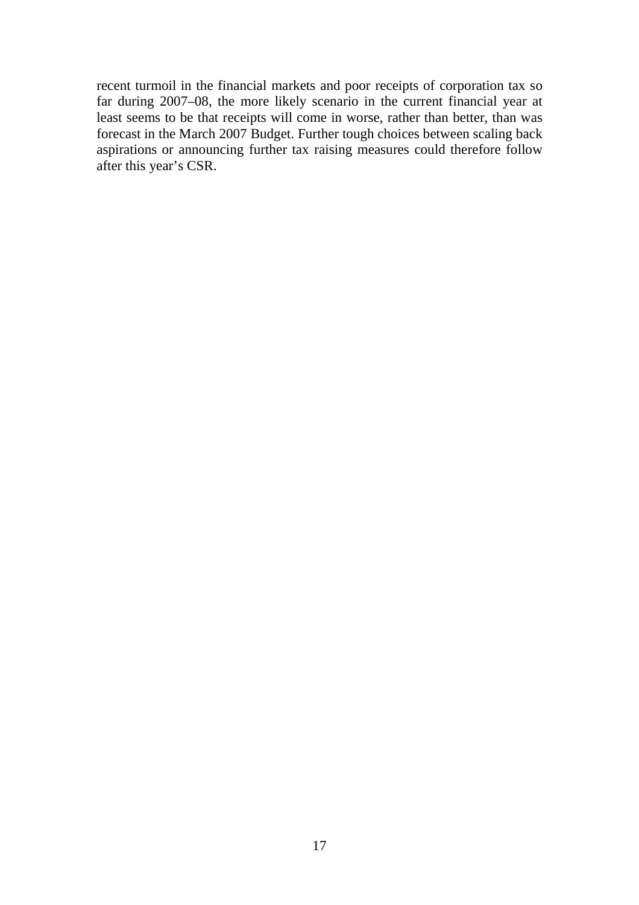recent turmoil in the financial markets and poor receipts of corporation tax so far during 2007–08, the more likely scenario in the current financial year at least seems to be that receipts will come in worse, rather than better, than was forecast in the March 2007 Budget. Further tough choices between scaling back aspirations or announcing further tax raising measures could therefore follow after this year's CSR.